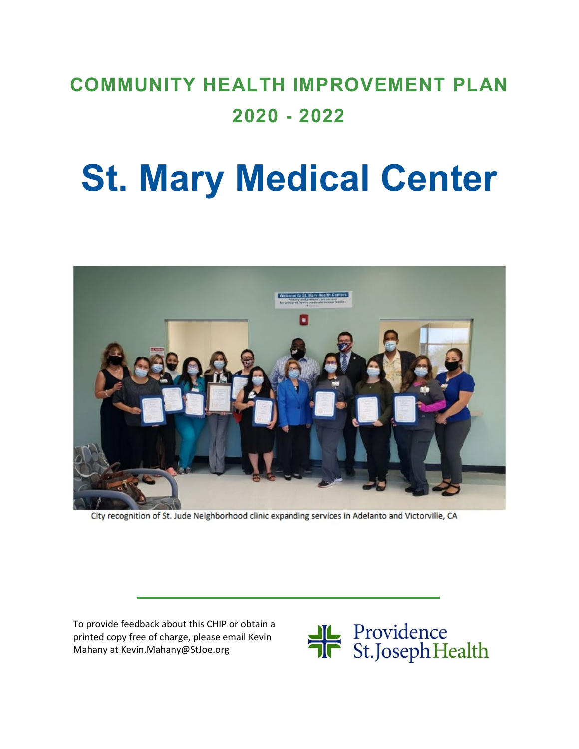# COMMUNITY HEALTH IMPROVEMENT PLAN 2020 - 2022

# St. Mary Medical Center

City recognition of St. Jude Neighborhood clinic expanding services in Adelanto and Victorville, CA

To provide feedback about this CHIP or obtain a printed copy free of charge, please email Kevin Mahany at Kevin.Mahany@StJoe.org

Providence St. Joseph Health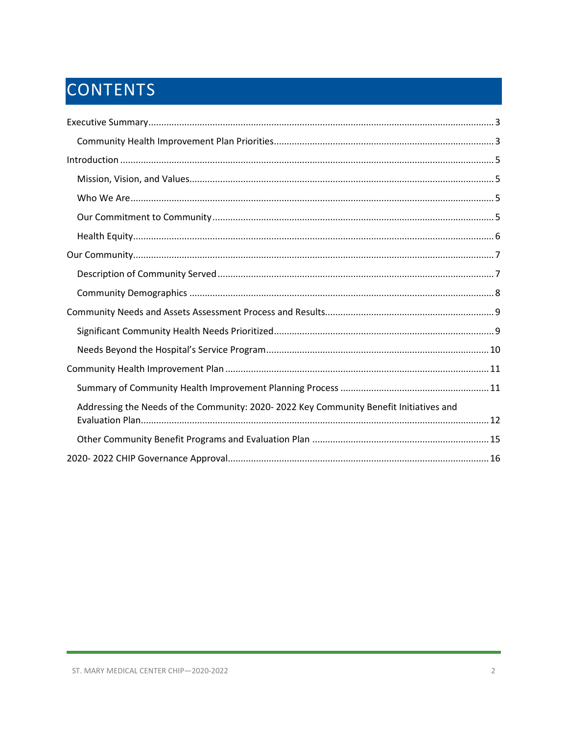# CONTENTS

- Executive Summary ..... 3
  - Community Health Improvement Plan Priorities ..... 3
- Introduction ..... 5
  - Mission, Vision, and Values ..... 5
  - Who We Are ..... 5
  - Our Commitment to Community ..... 5
  - Health Equity ..... 6
- Our Community ..... 7
  - Description of Community Served ..... 7
  - Community Demographics ..... 8
- Community Needs and Assets Assessment Process and Results ..... 9
  - Significant Community Health Needs Prioritized ..... 9
  - Needs Beyond the Hospital's Service Program ..... 10
- Community Health Improvement Plan ..... 11
  - Summary of Community Health Improvement Planning Process ..... 11
  - Addressing the Needs of the Community: 2020- 2022 Key Community Benefit Initiatives and Evaluation Plan ..... 12
  - Other Community Benefit Programs and Evaluation Plan ..... 15
- 2020- 2022 CHIP Governance Approval ..... 16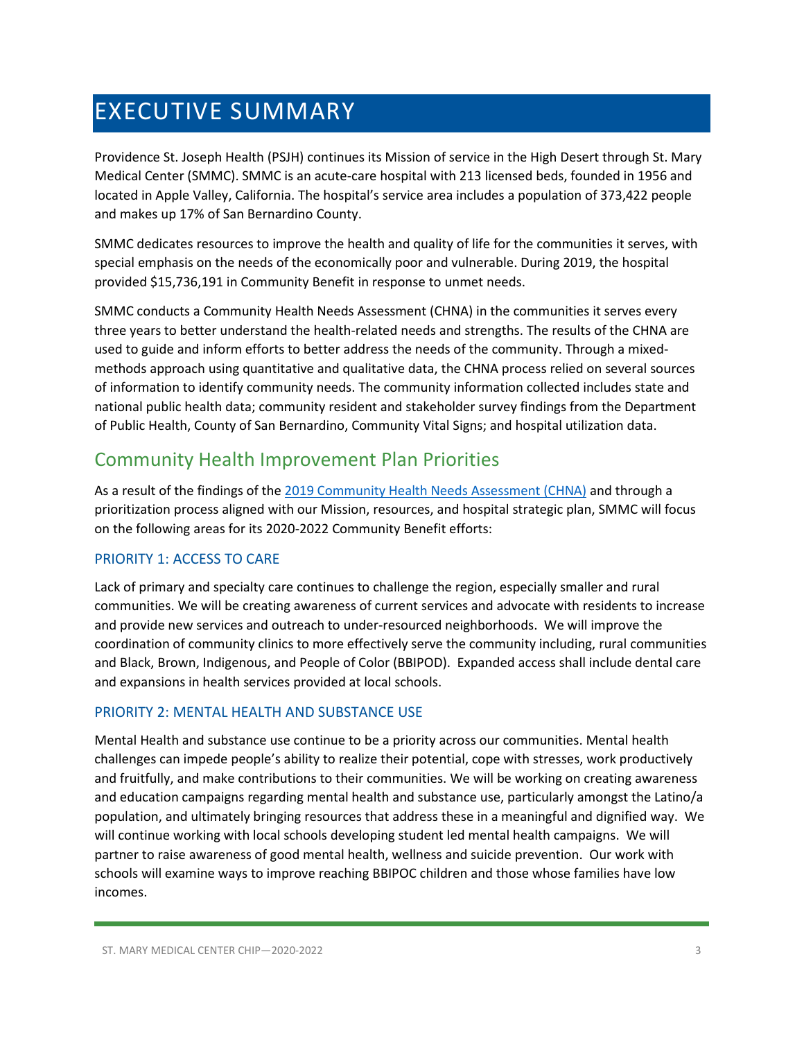# EXECUTIVE SUMMARY

Providence St. Joseph Health (PSJH) continues its Mission of service in the High Desert through St. Mary Medical Center (SMMC). SMMC is an acute-care hospital with 213 licensed beds, founded in 1956 and located in Apple Valley, California. The hospital's service area includes a population of 373,422 people and makes up 17% of San Bernardino County.

SMMC dedicates resources to improve the health and quality of life for the communities it serves, with special emphasis on the needs of the economically poor and vulnerable. During 2019, the hospital provided $15,736,191 in Community Benefit in response to unmet needs.

SMMC conducts a Community Health Needs Assessment (CHNA) in the communities it serves every three years to better understand the health-related needs and strengths. The results of the CHNA are used to guide and inform efforts to better address the needs of the community. Through a mixed-methods approach using quantitative and qualitative data, the CHNA process relied on several sources of information to identify community needs. The community information collected includes state and national public health data; community resident and stakeholder survey findings from the Department of Public Health, County of San Bernardino, Community Vital Signs; and hospital utilization data.

## Community Health Improvement Plan Priorities

As a result of the findings of the 2019 Community Health Needs Assessment (CHNA) and through a prioritization process aligned with our Mission, resources, and hospital strategic plan, SMMC will focus on the following areas for its 2020-2022 Community Benefit efforts:

### PRIORITY 1: ACCESS TO CARE

Lack of primary and specialty care continues to challenge the region, especially smaller and rural communities. We will be creating awareness of current services and advocate with residents to increase and provide new services and outreach to under-resourced neighborhoods. We will improve the coordination of community clinics to more effectively serve the community including, rural communities and Black, Brown, Indigenous, and People of Color (BBIPOD). Expanded access shall include dental care and expansions in health services provided at local schools.

### PRIORITY 2: MENTAL HEALTH AND SUBSTANCE USE

Mental Health and substance use continue to be a priority across our communities. Mental health challenges can impede people's ability to realize their potential, cope with stresses, work productively and fruitfully, and make contributions to their communities. We will be working on creating awareness and education campaigns regarding mental health and substance use, particularly amongst the Latino/a population, and ultimately bringing resources that address these in a meaningful and dignified way. We will continue working with local schools developing student led mental health campaigns. We will partner to raise awareness of good mental health, wellness and suicide prevention. Our work with schools will examine ways to improve reaching BBIPOC children and those whose families have low incomes.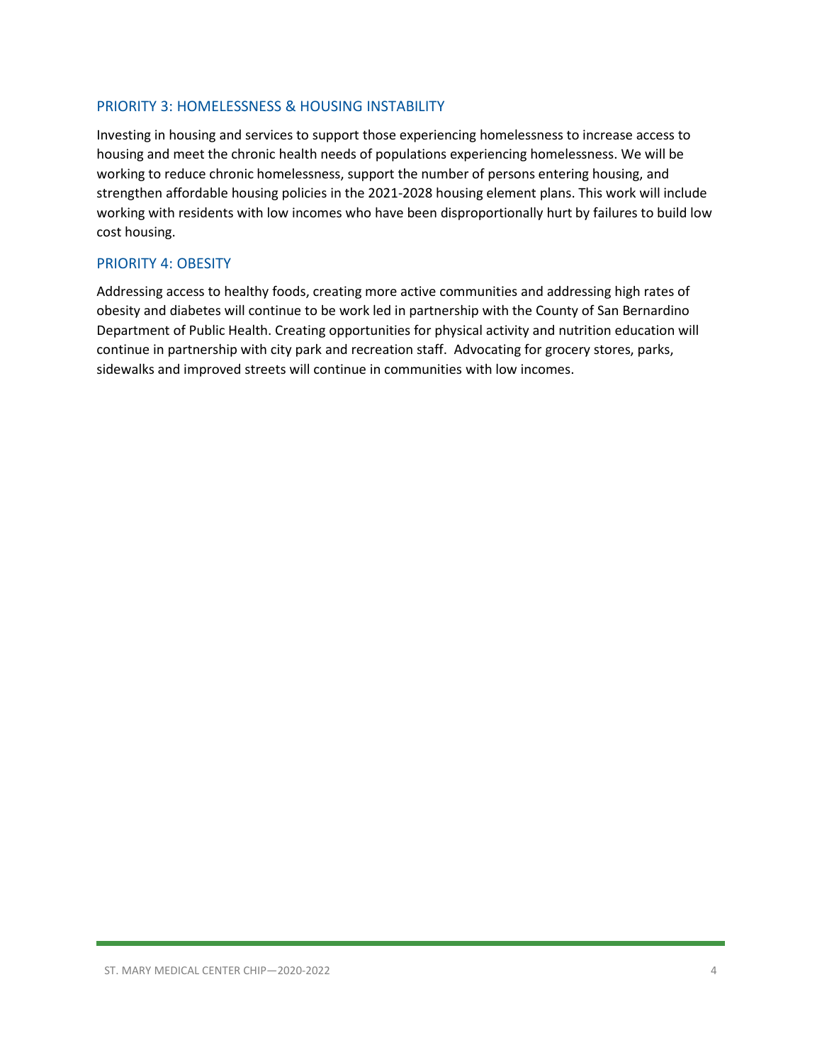## PRIORITY 3: HOMELESSNESS & HOUSING INSTABILITY

Investing in housing and services to support those experiencing homelessness to increase access to housing and meet the chronic health needs of populations experiencing homelessness. We will be working to reduce chronic homelessness, support the number of persons entering housing, and strengthen affordable housing policies in the 2021-2028 housing element plans. This work will include working with residents with low incomes who have been disproportionally hurt by failures to build low cost housing.

## PRIORITY 4: OBESITY

Addressing access to healthy foods, creating more active communities and addressing high rates of obesity and diabetes will continue to be work led in partnership with the County of San Bernardino Department of Public Health. Creating opportunities for physical activity and nutrition education will continue in partnership with city park and recreation staff. Advocating for grocery stores, parks, sidewalks and improved streets will continue in communities with low incomes.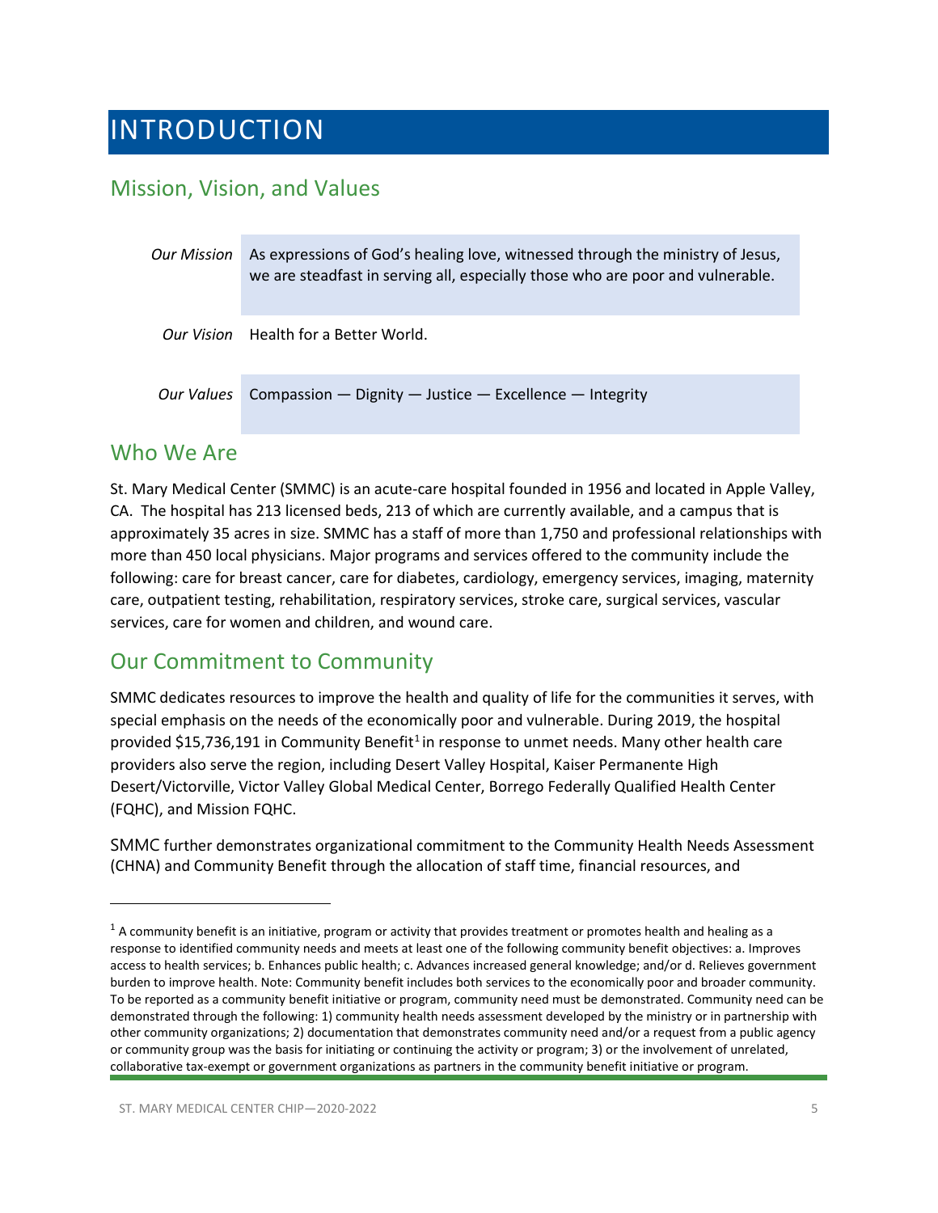# INTRODUCTION

## Mission, Vision, and Values

| | |
|---|---|
| *Our Mission* | As expressions of God's healing love, witnessed through the ministry of Jesus, we are steadfast in serving all, especially those who are poor and vulnerable. |
| *Our Vision* | Health for a Better World. |
| *Our Values* | Compassion — Dignity — Justice — Excellence — Integrity |

## Who We Are

St. Mary Medical Center (SMMC) is an acute-care hospital founded in 1956 and located in Apple Valley, CA. The hospital has 213 licensed beds, 213 of which are currently available, and a campus that is approximately 35 acres in size. SMMC has a staff of more than 1,750 and professional relationships with more than 450 local physicians. Major programs and services offered to the community include the following: care for breast cancer, care for diabetes, cardiology, emergency services, imaging, maternity care, outpatient testing, rehabilitation, respiratory services, stroke care, surgical services, vascular services, care for women and children, and wound care.

## Our Commitment to Community

SMMC dedicates resources to improve the health and quality of life for the communities it serves, with special emphasis on the needs of the economically poor and vulnerable. During 2019, the hospital provided $15,736,191 in Community Benefit[1] in response to unmet needs. Many other health care providers also serve the region, including Desert Valley Hospital, Kaiser Permanente High Desert/Victorville, Victor Valley Global Medical Center, Borrego Federally Qualified Health Center (FQHC), and Mission FQHC.

SMMC further demonstrates organizational commitment to the Community Health Needs Assessment (CHNA) and Community Benefit through the allocation of staff time, financial resources, and

---

[1] A community benefit is an initiative, program or activity that provides treatment or promotes health and healing as a response to identified community needs and meets at least one of the following community benefit objectives: a. Improves access to health services; b. Enhances public health; c. Advances increased general knowledge; and/or d. Relieves government burden to improve health. Note: Community benefit includes both services to the economically poor and broader community. To be reported as a community benefit initiative or program, community need must be demonstrated. Community need can be demonstrated through the following: 1) community health needs assessment developed by the ministry or in partnership with other community organizations; 2) documentation that demonstrates community need and/or a request from a public agency or community group was the basis for initiating or continuing the activity or program; 3) or the involvement of unrelated, collaborative tax-exempt or government organizations as partners in the community benefit initiative or program.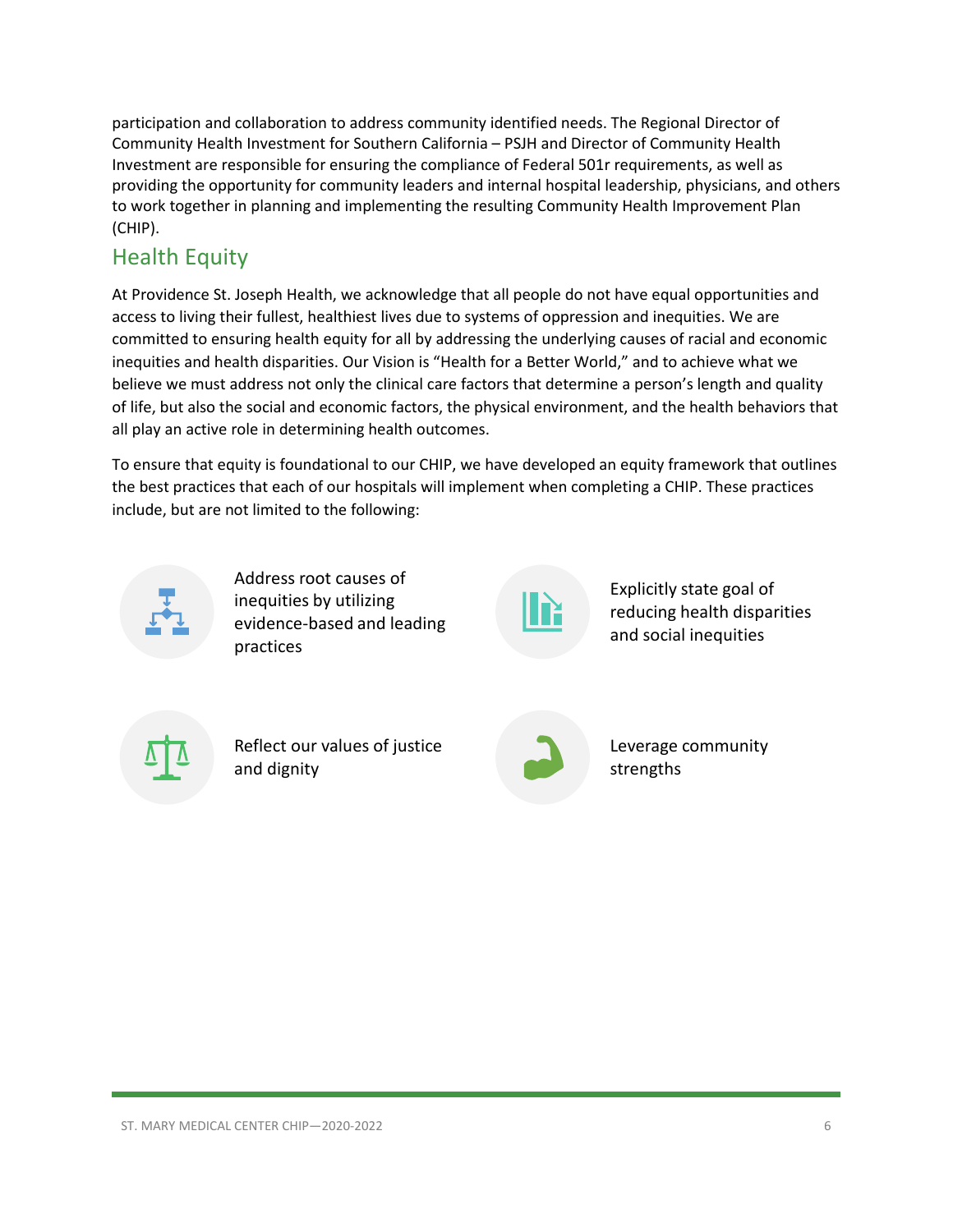participation and collaboration to address community identified needs. The Regional Director of Community Health Investment for Southern California – PSJH and Director of Community Health Investment are responsible for ensuring the compliance of Federal 501r requirements, as well as providing the opportunity for community leaders and internal hospital leadership, physicians, and others to work together in planning and implementing the resulting Community Health Improvement Plan (CHIP).

## Health Equity

At Providence St. Joseph Health, we acknowledge that all people do not have equal opportunities and access to living their fullest, healthiest lives due to systems of oppression and inequities. We are committed to ensuring health equity for all by addressing the underlying causes of racial and economic inequities and health disparities. Our Vision is "Health for a Better World," and to achieve what we believe we must address not only the clinical care factors that determine a person's length and quality of life, but also the social and economic factors, the physical environment, and the health behaviors that all play an active role in determining health outcomes.

To ensure that equity is foundational to our CHIP, we have developed an equity framework that outlines the best practices that each of our hospitals will implement when completing a CHIP. These practices include, but are not limited to the following:

- Address root causes of inequities by utilizing evidence-based and leading practices
- Explicitly state goal of reducing health disparities and social inequities
- Reflect our values of justice and dignity
- Leverage community strengths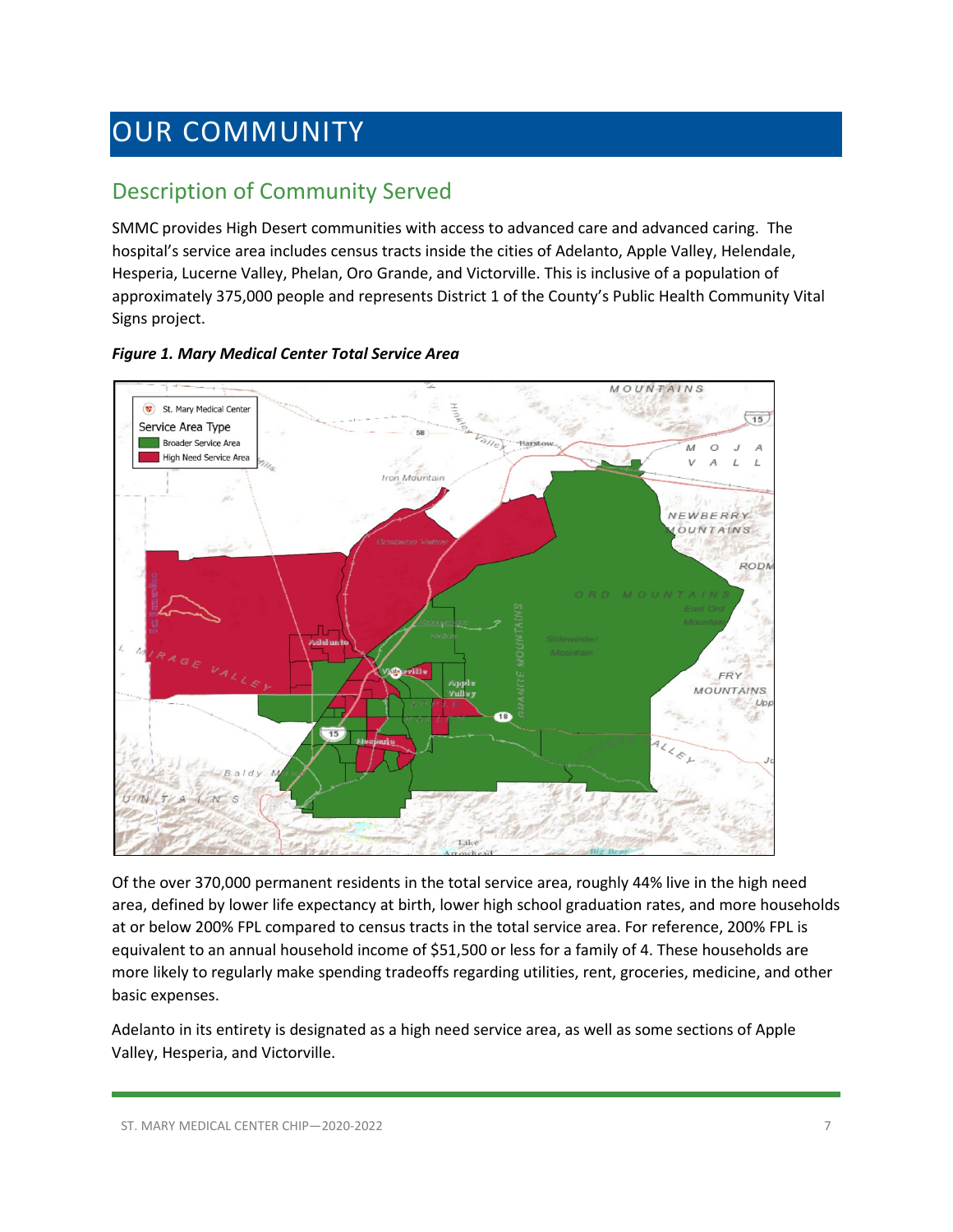# OUR COMMUNITY

## Description of Community Served

SMMC provides High Desert communities with access to advanced care and advanced caring. The hospital's service area includes census tracts inside the cities of Adelanto, Apple Valley, Helendale, Hesperia, Lucerne Valley, Phelan, Oro Grande, and Victorville. This is inclusive of a population of approximately 375,000 people and represents District 1 of the County's Public Health Community Vital Signs project.

***Figure 1. Mary Medical Center Total Service Area***

Of the over 370,000 permanent residents in the total service area, roughly 44% live in the high need area, defined by lower life expectancy at birth, lower high school graduation rates, and more households at or below 200% FPL compared to census tracts in the total service area. For reference, 200% FPL is equivalent to an annual household income of $51,500 or less for a family of 4. These households are more likely to regularly make spending tradeoffs regarding utilities, rent, groceries, medicine, and other basic expenses.

Adelanto in its entirety is designated as a high need service area, as well as some sections of Apple Valley, Hesperia, and Victorville.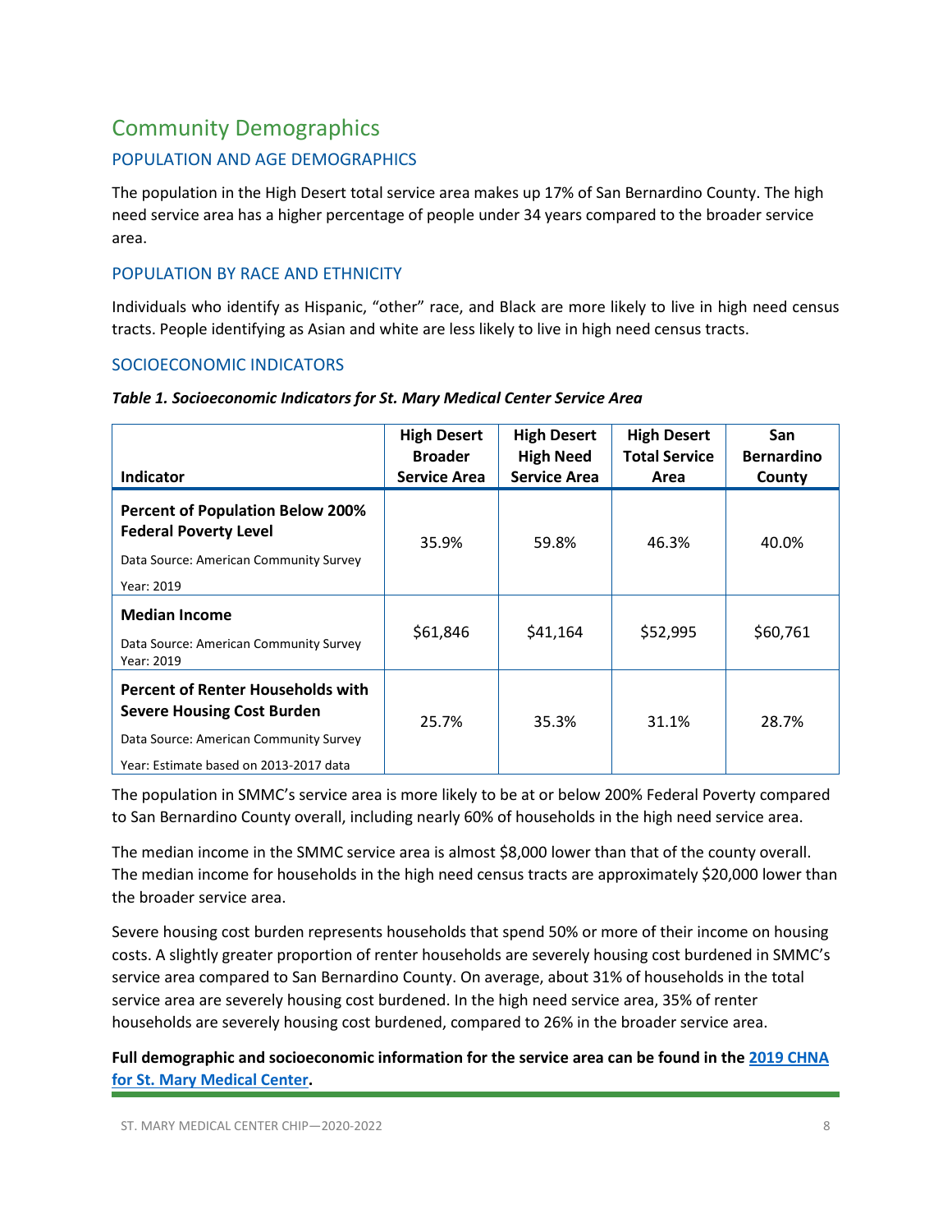# Community Demographics

## POPULATION AND AGE DEMOGRAPHICS

The population in the High Desert total service area makes up 17% of San Bernardino County. The high need service area has a higher percentage of people under 34 years compared to the broader service area.

## POPULATION BY RACE AND ETHNICITY

Individuals who identify as Hispanic, "other" race, and Black are more likely to live in high need census tracts. People identifying as Asian and white are less likely to live in high need census tracts.

## SOCIOECONOMIC INDICATORS

***Table 1. Socioeconomic Indicators for St. Mary Medical Center Service Area***

| Indicator | High Desert Broader Service Area | High Desert High Need Service Area | High Desert Total Service Area | San Bernardino County |
|---|---|---|---|---|
| **Percent of Population Below 200% Federal Poverty Level**<br>Data Source: American Community Survey<br>Year: 2019 | 35.9% | 59.8% | 46.3% | 40.0% |
| **Median Income**<br>Data Source: American Community Survey<br>Year: 2019 | $61,846 | $41,164 | $52,995 | $60,761 |
| **Percent of Renter Households with Severe Housing Cost Burden**<br>Data Source: American Community Survey<br>Year: Estimate based on 2013-2017 data | 25.7% | 35.3% | 31.1% | 28.7% |

The population in SMMC's service area is more likely to be at or below 200% Federal Poverty compared to San Bernardino County overall, including nearly 60% of households in the high need service area.

The median income in the SMMC service area is almost $8,000 lower than that of the county overall. The median income for households in the high need census tracts are approximately $20,000 lower than the broader service area.

Severe housing cost burden represents households that spend 50% or more of their income on housing costs. A slightly greater proportion of renter households are severely housing cost burdened in SMMC's service area compared to San Bernardino County. On average, about 31% of households in the total service area are severely housing cost burdened. In the high need service area, 35% of renter households are severely housing cost burdened, compared to 26% in the broader service area.

**Full demographic and socioeconomic information for the service area can be found in the 2019 CHNA for St. Mary Medical Center.**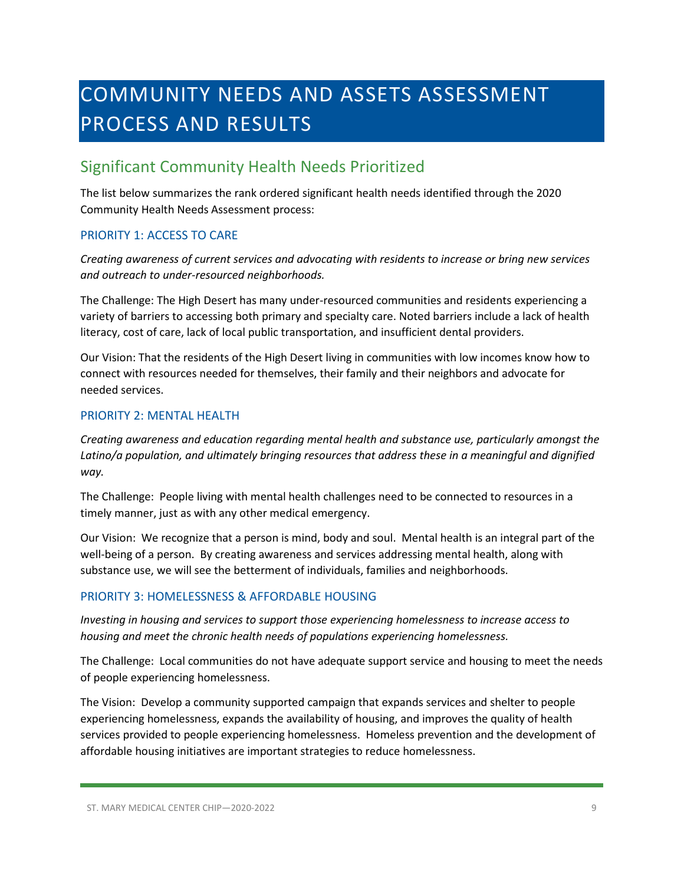# COMMUNITY NEEDS AND ASSETS ASSESSMENT PROCESS AND RESULTS

## Significant Community Health Needs Prioritized

The list below summarizes the rank ordered significant health needs identified through the 2020 Community Health Needs Assessment process:

### PRIORITY 1: ACCESS TO CARE

*Creating awareness of current services and advocating with residents to increase or bring new services and outreach to under-resourced neighborhoods.*

The Challenge: The High Desert has many under-resourced communities and residents experiencing a variety of barriers to accessing both primary and specialty care. Noted barriers include a lack of health literacy, cost of care, lack of local public transportation, and insufficient dental providers.

Our Vision: That the residents of the High Desert living in communities with low incomes know how to connect with resources needed for themselves, their family and their neighbors and advocate for needed services.

### PRIORITY 2: MENTAL HEALTH

*Creating awareness and education regarding mental health and substance use, particularly amongst the Latino/a population, and ultimately bringing resources that address these in a meaningful and dignified way.*

The Challenge: People living with mental health challenges need to be connected to resources in a timely manner, just as with any other medical emergency.

Our Vision: We recognize that a person is mind, body and soul. Mental health is an integral part of the well-being of a person. By creating awareness and services addressing mental health, along with substance use, we will see the betterment of individuals, families and neighborhoods.

### PRIORITY 3: HOMELESSNESS & AFFORDABLE HOUSING

*Investing in housing and services to support those experiencing homelessness to increase access to housing and meet the chronic health needs of populations experiencing homelessness.*

The Challenge: Local communities do not have adequate support service and housing to meet the needs of people experiencing homelessness.

The Vision: Develop a community supported campaign that expands services and shelter to people experiencing homelessness, expands the availability of housing, and improves the quality of health services provided to people experiencing homelessness. Homeless prevention and the development of affordable housing initiatives are important strategies to reduce homelessness.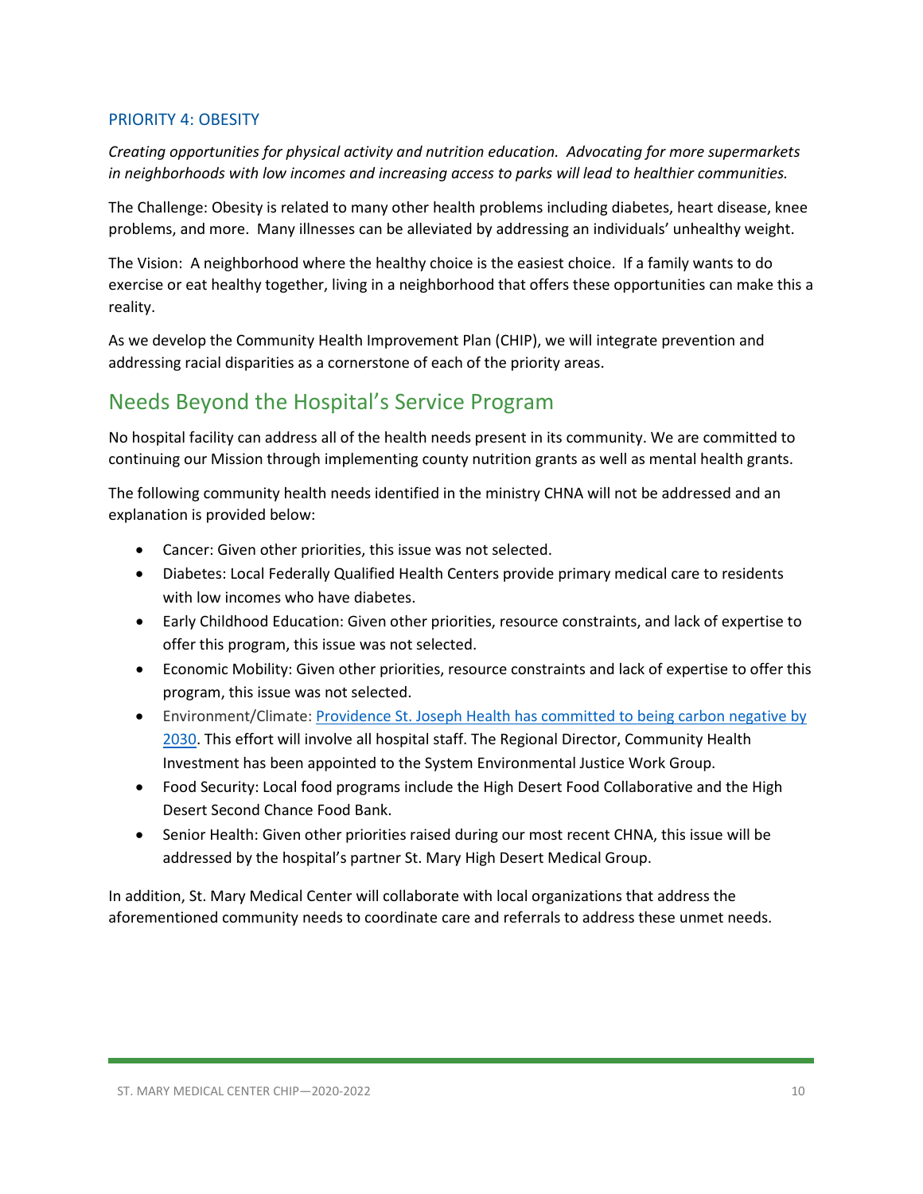### PRIORITY 4: OBESITY

*Creating opportunities for physical activity and nutrition education. Advocating for more supermarkets in neighborhoods with low incomes and increasing access to parks will lead to healthier communities.*

The Challenge: Obesity is related to many other health problems including diabetes, heart disease, knee problems, and more. Many illnesses can be alleviated by addressing an individuals' unhealthy weight.

The Vision: A neighborhood where the healthy choice is the easiest choice. If a family wants to do exercise or eat healthy together, living in a neighborhood that offers these opportunities can make this a reality.

As we develop the Community Health Improvement Plan (CHIP), we will integrate prevention and addressing racial disparities as a cornerstone of each of the priority areas.

## Needs Beyond the Hospital's Service Program

No hospital facility can address all of the health needs present in its community. We are committed to continuing our Mission through implementing county nutrition grants as well as mental health grants.

The following community health needs identified in the ministry CHNA will not be addressed and an explanation is provided below:

- Cancer: Given other priorities, this issue was not selected.
- Diabetes: Local Federally Qualified Health Centers provide primary medical care to residents with low incomes who have diabetes.
- Early Childhood Education: Given other priorities, resource constraints, and lack of expertise to offer this program, this issue was not selected.
- Economic Mobility: Given other priorities, resource constraints and lack of expertise to offer this program, this issue was not selected.
- Environment/Climate: Providence St. Joseph Health has committed to being carbon negative by 2030. This effort will involve all hospital staff. The Regional Director, Community Health Investment has been appointed to the System Environmental Justice Work Group.
- Food Security: Local food programs include the High Desert Food Collaborative and the High Desert Second Chance Food Bank.
- Senior Health: Given other priorities raised during our most recent CHNA, this issue will be addressed by the hospital's partner St. Mary High Desert Medical Group.

In addition, St. Mary Medical Center will collaborate with local organizations that address the aforementioned community needs to coordinate care and referrals to address these unmet needs.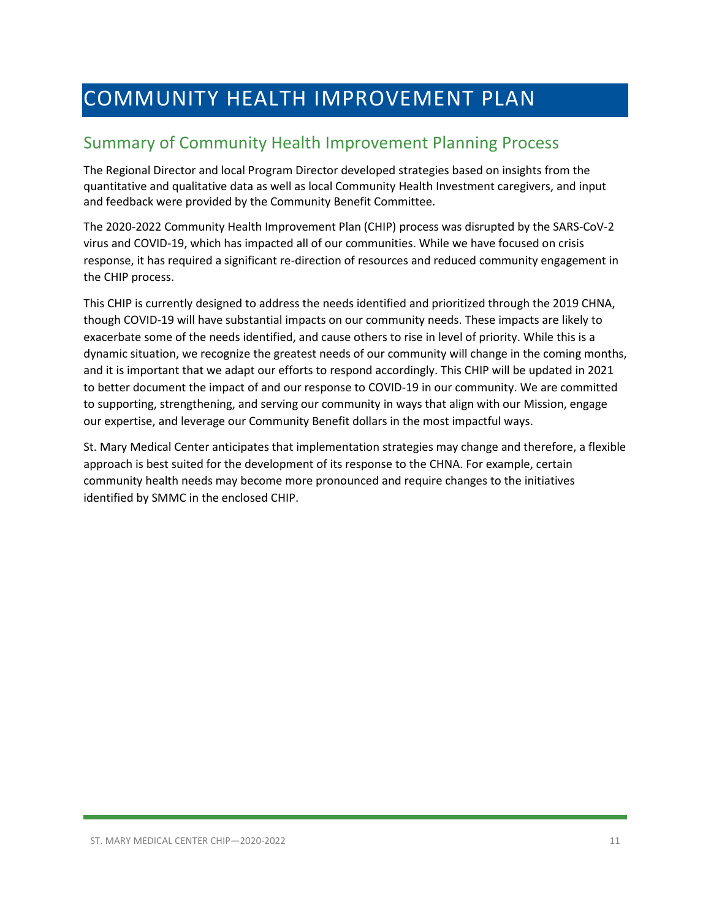# COMMUNITY HEALTH IMPROVEMENT PLAN

## Summary of Community Health Improvement Planning Process

The Regional Director and local Program Director developed strategies based on insights from the quantitative and qualitative data as well as local Community Health Investment caregivers, and input and feedback were provided by the Community Benefit Committee.

The 2020-2022 Community Health Improvement Plan (CHIP) process was disrupted by the SARS-CoV-2 virus and COVID-19, which has impacted all of our communities. While we have focused on crisis response, it has required a significant re-direction of resources and reduced community engagement in the CHIP process.

This CHIP is currently designed to address the needs identified and prioritized through the 2019 CHNA, though COVID-19 will have substantial impacts on our community needs. These impacts are likely to exacerbate some of the needs identified, and cause others to rise in level of priority. While this is a dynamic situation, we recognize the greatest needs of our community will change in the coming months, and it is important that we adapt our efforts to respond accordingly. This CHIP will be updated in 2021 to better document the impact of and our response to COVID-19 in our community. We are committed to supporting, strengthening, and serving our community in ways that align with our Mission, engage our expertise, and leverage our Community Benefit dollars in the most impactful ways.

St. Mary Medical Center anticipates that implementation strategies may change and therefore, a flexible approach is best suited for the development of its response to the CHNA. For example, certain community health needs may become more pronounced and require changes to the initiatives identified by SMMC in the enclosed CHIP.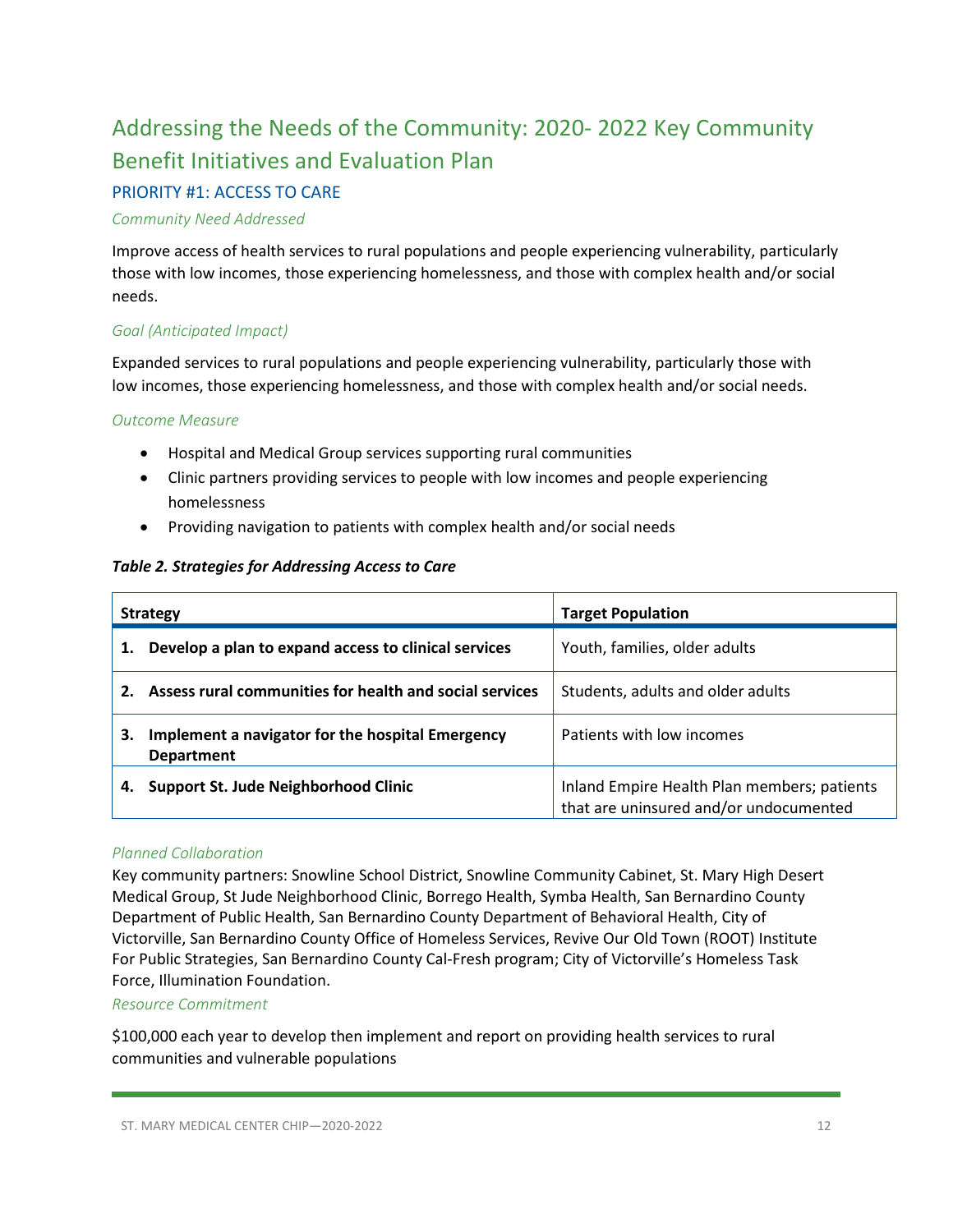# Addressing the Needs of the Community: 2020- 2022 Key Community Benefit Initiatives and Evaluation Plan

## PRIORITY #1: ACCESS TO CARE

*Community Need Addressed*

Improve access of health services to rural populations and people experiencing vulnerability, particularly those with low incomes, those experiencing homelessness, and those with complex health and/or social needs.

*Goal (Anticipated Impact)*

Expanded services to rural populations and people experiencing vulnerability, particularly those with low incomes, those experiencing homelessness, and those with complex health and/or social needs.

*Outcome Measure*

- Hospital and Medical Group services supporting rural communities
- Clinic partners providing services to people with low incomes and people experiencing homelessness
- Providing navigation to patients with complex health and/or social needs

***Table 2. Strategies for Addressing Access to Care***

| Strategy | Target Population |
|---|---|
| **1. Develop a plan to expand access to clinical services** | Youth, families, older adults |
| **2. Assess rural communities for health and social services** | Students, adults and older adults |
| **3. Implement a navigator for the hospital Emergency Department** | Patients with low incomes |
| **4. Support St. Jude Neighborhood Clinic** | Inland Empire Health Plan members; patients that are uninsured and/or undocumented |

*Planned Collaboration*

Key community partners: Snowline School District, Snowline Community Cabinet, St. Mary High Desert Medical Group, St Jude Neighborhood Clinic, Borrego Health, Symba Health, San Bernardino County Department of Public Health, San Bernardino County Department of Behavioral Health, City of Victorville, San Bernardino County Office of Homeless Services, Revive Our Old Town (ROOT) Institute For Public Strategies, San Bernardino County Cal-Fresh program; City of Victorville's Homeless Task Force, Illumination Foundation.

*Resource Commitment*

$100,000 each year to develop then implement and report on providing health services to rural communities and vulnerable populations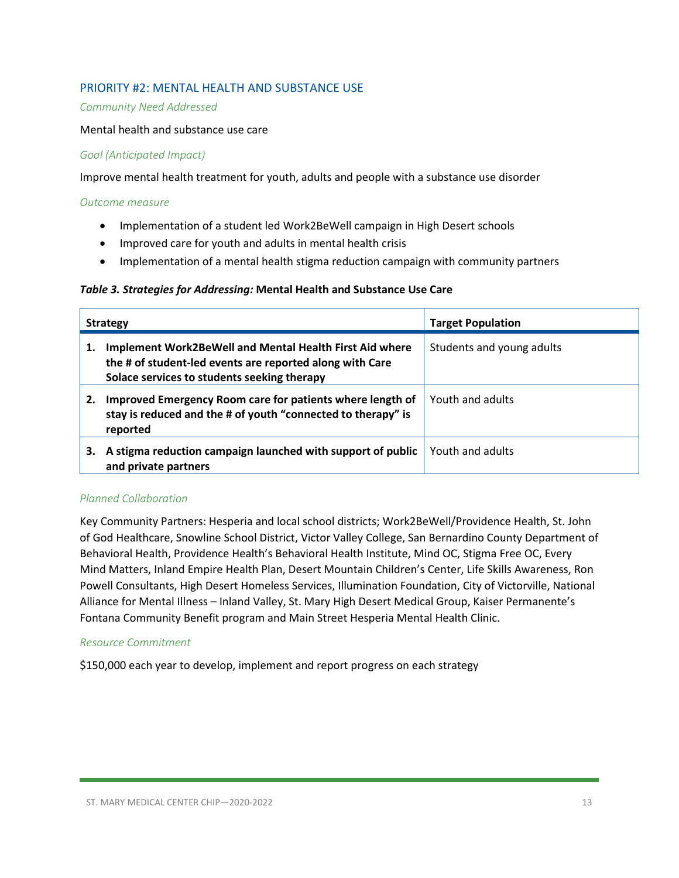## PRIORITY #2: MENTAL HEALTH AND SUBSTANCE USE

*Community Need Addressed*

Mental health and substance use care

*Goal (Anticipated Impact)*

Improve mental health treatment for youth, adults and people with a substance use disorder

*Outcome measure*

- Implementation of a student led Work2BeWell campaign in High Desert schools
- Improved care for youth and adults in mental health crisis
- Implementation of a mental health stigma reduction campaign with community partners

***Table 3. Strategies for Addressing:* Mental Health and Substance Use Care**

| Strategy | Target Population |
|---|---|
| **1. Implement Work2BeWell and Mental Health First Aid where the # of student-led events are reported along with Care Solace services to students seeking therapy** | Students and young adults |
| **2. Improved Emergency Room care for patients where length of stay is reduced and the # of youth "connected to therapy" is reported** | Youth and adults |
| **3. A stigma reduction campaign launched with support of public and private partners** | Youth and adults |

*Planned Collaboration*

Key Community Partners: Hesperia and local school districts; Work2BeWell/Providence Health, St. John of God Healthcare, Snowline School District, Victor Valley College, San Bernardino County Department of Behavioral Health, Providence Health's Behavioral Health Institute, Mind OC, Stigma Free OC, Every Mind Matters, Inland Empire Health Plan, Desert Mountain Children's Center, Life Skills Awareness, Ron Powell Consultants, High Desert Homeless Services, Illumination Foundation, City of Victorville, National Alliance for Mental Illness – Inland Valley, St. Mary High Desert Medical Group, Kaiser Permanente's Fontana Community Benefit program and Main Street Hesperia Mental Health Clinic.

*Resource Commitment*

$150,000 each year to develop, implement and report progress on each strategy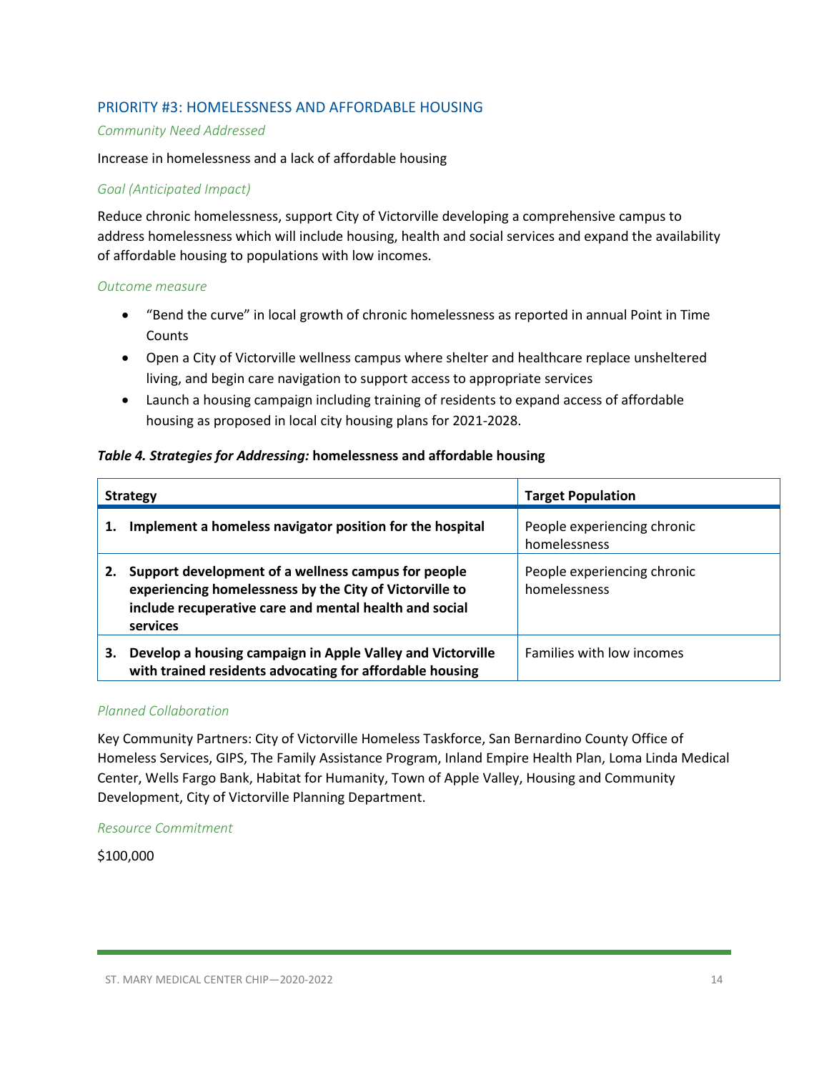## PRIORITY #3: HOMELESSNESS AND AFFORDABLE HOUSING

*Community Need Addressed*

Increase in homelessness and a lack of affordable housing

*Goal (Anticipated Impact)*

Reduce chronic homelessness, support City of Victorville developing a comprehensive campus to address homelessness which will include housing, health and social services and expand the availability of affordable housing to populations with low incomes.

*Outcome measure*

- "Bend the curve" in local growth of chronic homelessness as reported in annual Point in Time Counts
- Open a City of Victorville wellness campus where shelter and healthcare replace unsheltered living, and begin care navigation to support access to appropriate services
- Launch a housing campaign including training of residents to expand access of affordable housing as proposed in local city housing plans for 2021-2028.

***Table 4. Strategies for Addressing:*** **homelessness and affordable housing**

| Strategy | Target Population |
|---|---|
| **1. Implement a homeless navigator position for the hospital** | People experiencing chronic homelessness |
| **2. Support development of a wellness campus for people experiencing homelessness by the City of Victorville to include recuperative care and mental health and social services** | People experiencing chronic homelessness |
| **3. Develop a housing campaign in Apple Valley and Victorville with trained residents advocating for affordable housing** | Families with low incomes |

*Planned Collaboration*

Key Community Partners: City of Victorville Homeless Taskforce, San Bernardino County Office of Homeless Services, GIPS, The Family Assistance Program, Inland Empire Health Plan, Loma Linda Medical Center, Wells Fargo Bank, Habitat for Humanity, Town of Apple Valley, Housing and Community Development, City of Victorville Planning Department.

*Resource Commitment*

$100,000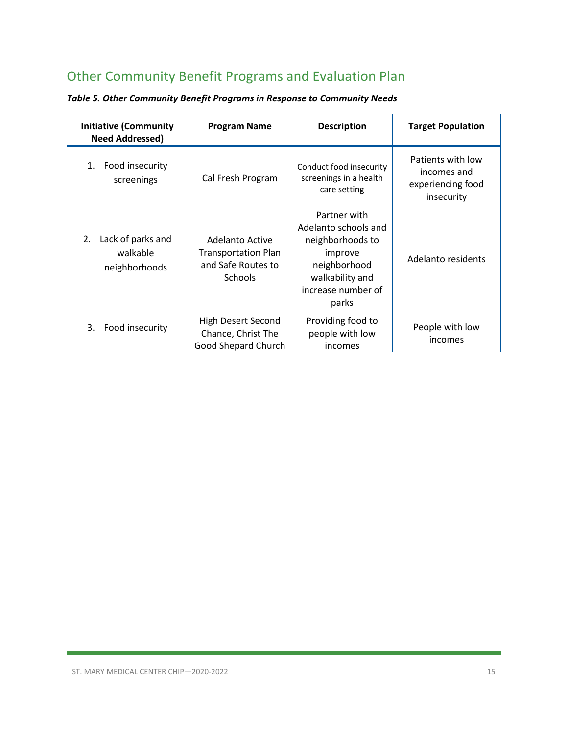## Other Community Benefit Programs and Evaluation Plan

***Table 5. Other Community Benefit Programs in Response to Community Needs***

| Initiative (Community Need Addressed) | Program Name | Description | Target Population |
|---|---|---|---|
| 1. Food insecurity screenings | Cal Fresh Program | Conduct food insecurity screenings in a health care setting | Patients with low incomes and experiencing food insecurity |
| 2. Lack of parks and walkable neighborhoods | Adelanto Active Transportation Plan and Safe Routes to Schools | Partner with Adelanto schools and neighborhoods to improve neighborhood walkability and increase number of parks | Adelanto residents |
| 3. Food insecurity | High Desert Second Chance, Christ The Good Shepard Church | Providing food to people with low incomes | People with low incomes |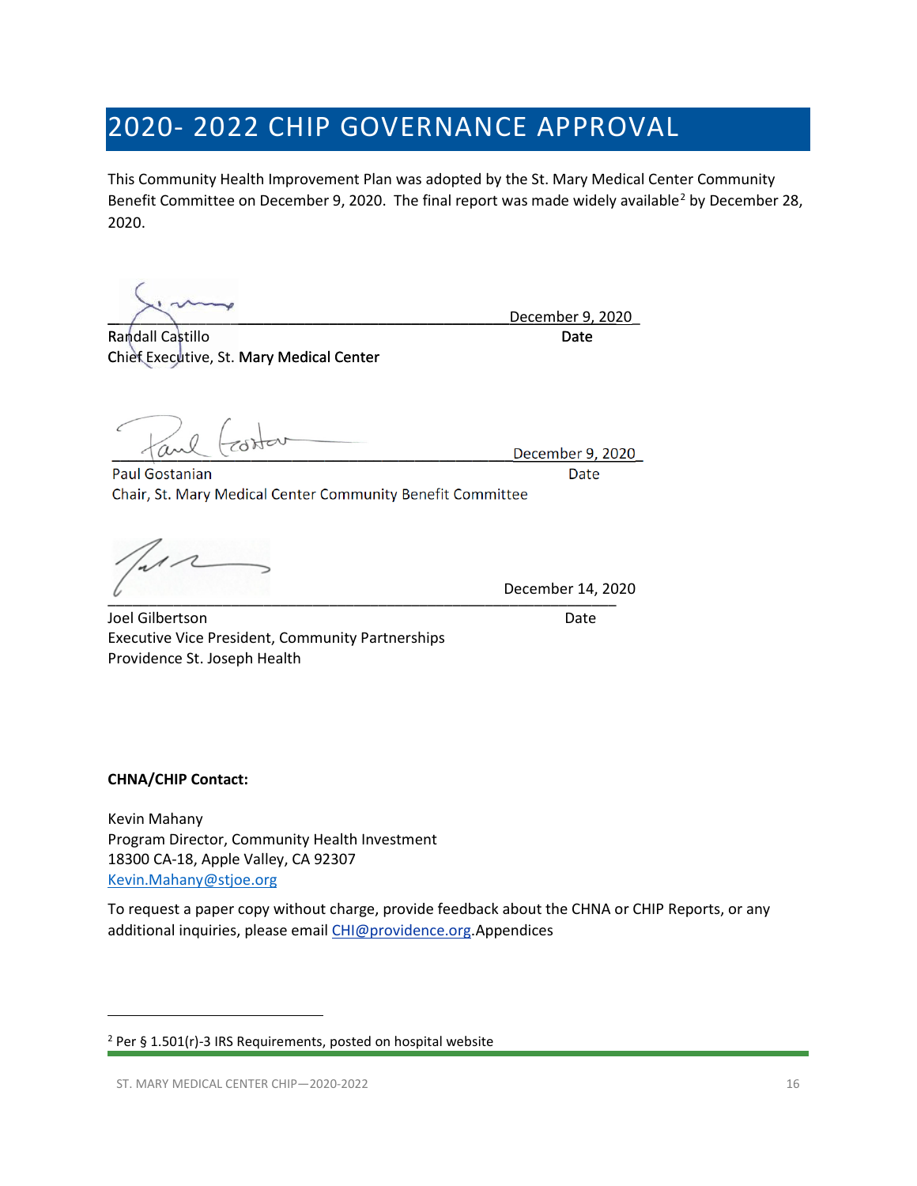# 2020- 2022 CHIP GOVERNANCE APPROVAL

This Community Health Improvement Plan was adopted by the St. Mary Medical Center Community Benefit Committee on December 9, 2020. The final report was made widely available[2] by December 28, 2020.

December 9, 2020

Randall Castillo
Chief Executive, St. Mary Medical Center

Date

December 9, 2020

Paul Gostanian
Chair, St. Mary Medical Center Community Benefit Committee

Date

December 14, 2020

Joel Gilbertson
Executive Vice President, Community Partnerships
Providence St. Joseph Health

Date

**CHNA/CHIP Contact:**

Kevin Mahany
Program Director, Community Health Investment
18300 CA-18, Apple Valley, CA 92307
Kevin.Mahany@stjoe.org

To request a paper copy without charge, provide feedback about the CHNA or CHIP Reports, or any additional inquiries, please email CHI@providence.org.Appendices

[2] Per § 1.501(r)-3 IRS Requirements, posted on hospital website